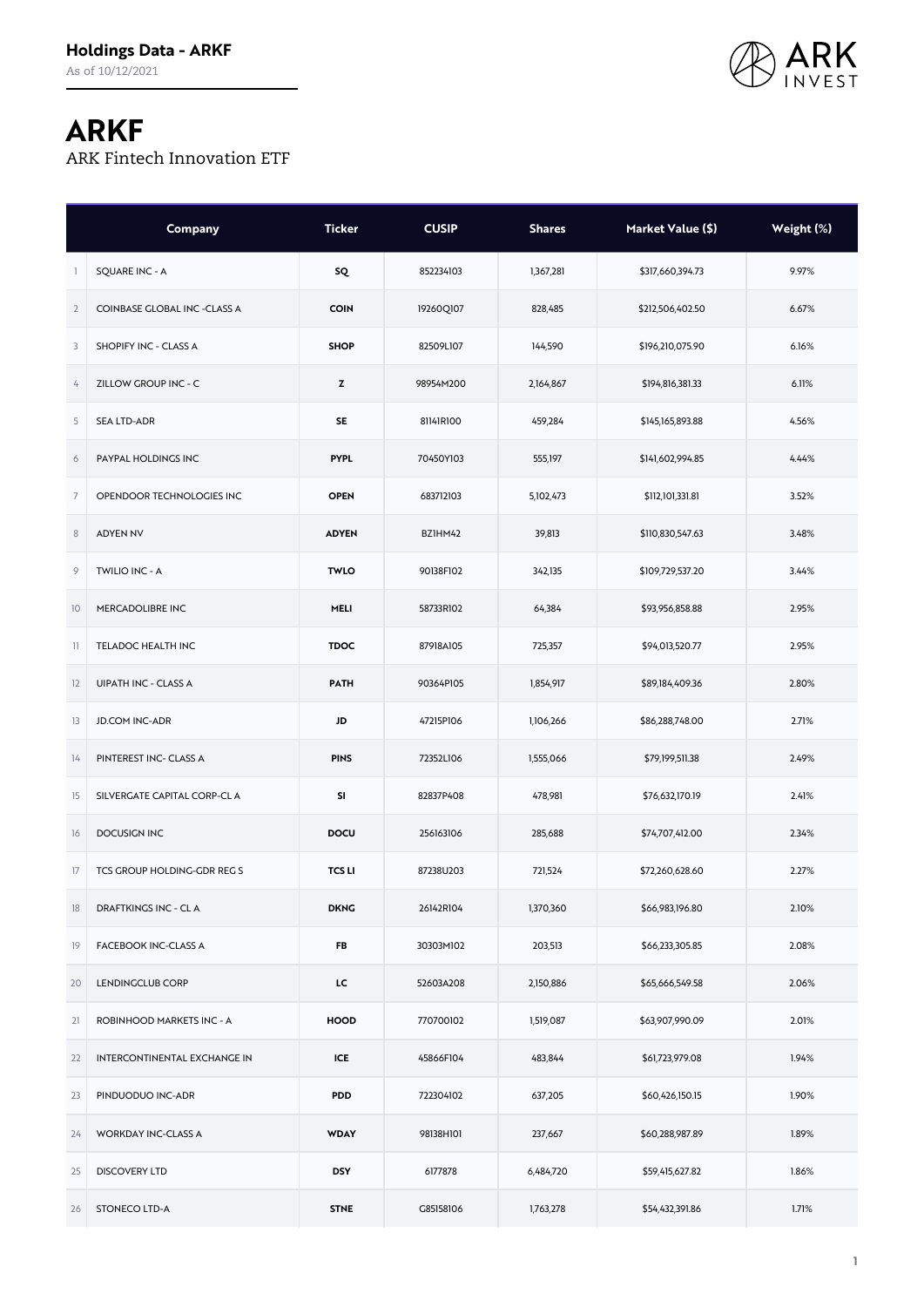**Holdings Data - ARKF**

As of 10/12/2021

# ARKF

ARK Fintech Innovation ETF

| | Company | Ticker | CUSIP | Shares | Market Value ($) | Weight (%) |
|---|---|---|---|---|---|---|
| 1 | SQUARE INC - A | SQ | 852234103 | 1,367,281 | $317,660,394.73 | 9.97% |
| 2 | COINBASE GLOBAL INC -CLASS A | COIN | 19260Q107 | 828,485 | $212,506,402.50 | 6.67% |
| 3 | SHOPIFY INC - CLASS A | SHOP | 82509L107 | 144,590 | $196,210,075.90 | 6.16% |
| 4 | ZILLOW GROUP INC - C | Z | 98954M200 | 2,164,867 | $194,816,381.33 | 6.11% |
| 5 | SEA LTD-ADR | SE | 81141R100 | 459,284 | $145,165,893.88 | 4.56% |
| 6 | PAYPAL HOLDINGS INC | PYPL | 70450Y103 | 555,197 | $141,602,994.85 | 4.44% |
| 7 | OPENDOOR TECHNOLOGIES INC | OPEN | 683712103 | 5,102,473 | $112,101,331.81 | 3.52% |
| 8 | ADYEN NV | ADYEN | BZ1HM42 | 39,813 | $110,830,547.63 | 3.48% |
| 9 | TWILIO INC - A | TWLO | 90138F102 | 342,135 | $109,729,537.20 | 3.44% |
| 10 | MERCADOLIBRE INC | MELI | 58733R102 | 64,384 | $93,956,858.88 | 2.95% |
| 11 | TELADOC HEALTH INC | TDOC | 87918A105 | 725,357 | $94,013,520.77 | 2.95% |
| 12 | UIPATH INC - CLASS A | PATH | 90364P105 | 1,854,917 | $89,184,409.36 | 2.80% |
| 13 | JD.COM INC-ADR | JD | 47215P106 | 1,106,266 | $86,288,748.00 | 2.71% |
| 14 | PINTEREST INC- CLASS A | PINS | 72352L106 | 1,555,066 | $79,199,511.38 | 2.49% |
| 15 | SILVERGATE CAPITAL CORP-CL A | SI | 82837P408 | 478,981 | $76,632,170.19 | 2.41% |
| 16 | DOCUSIGN INC | DOCU | 256163106 | 285,688 | $74,707,412.00 | 2.34% |
| 17 | TCS GROUP HOLDING-GDR REG S | TCS LI | 87238U203 | 721,524 | $72,260,628.60 | 2.27% |
| 18 | DRAFTKINGS INC - CL A | DKNG | 26142R104 | 1,370,360 | $66,983,196.80 | 2.10% |
| 19 | FACEBOOK INC-CLASS A | FB | 30303M102 | 203,513 | $66,233,305.85 | 2.08% |
| 20 | LENDINGCLUB CORP | LC | 52603A208 | 2,150,886 | $65,666,549.58 | 2.06% |
| 21 | ROBINHOOD MARKETS INC - A | HOOD | 770700102 | 1,519,087 | $63,907,990.09 | 2.01% |
| 22 | INTERCONTINENTAL EXCHANGE IN | ICE | 45866F104 | 483,844 | $61,723,979.08 | 1.94% |
| 23 | PINDUODUO INC-ADR | PDD | 722304102 | 637,205 | $60,426,150.15 | 1.90% |
| 24 | WORKDAY INC-CLASS A | WDAY | 98138H101 | 237,667 | $60,288,987.89 | 1.89% |
| 25 | DISCOVERY LTD | DSY | 6177878 | 6,484,720 | $59,415,627.82 | 1.86% |
| 26 | STONECO LTD-A | STNE | G85158106 | 1,763,278 | $54,432,391.86 | 1.71% |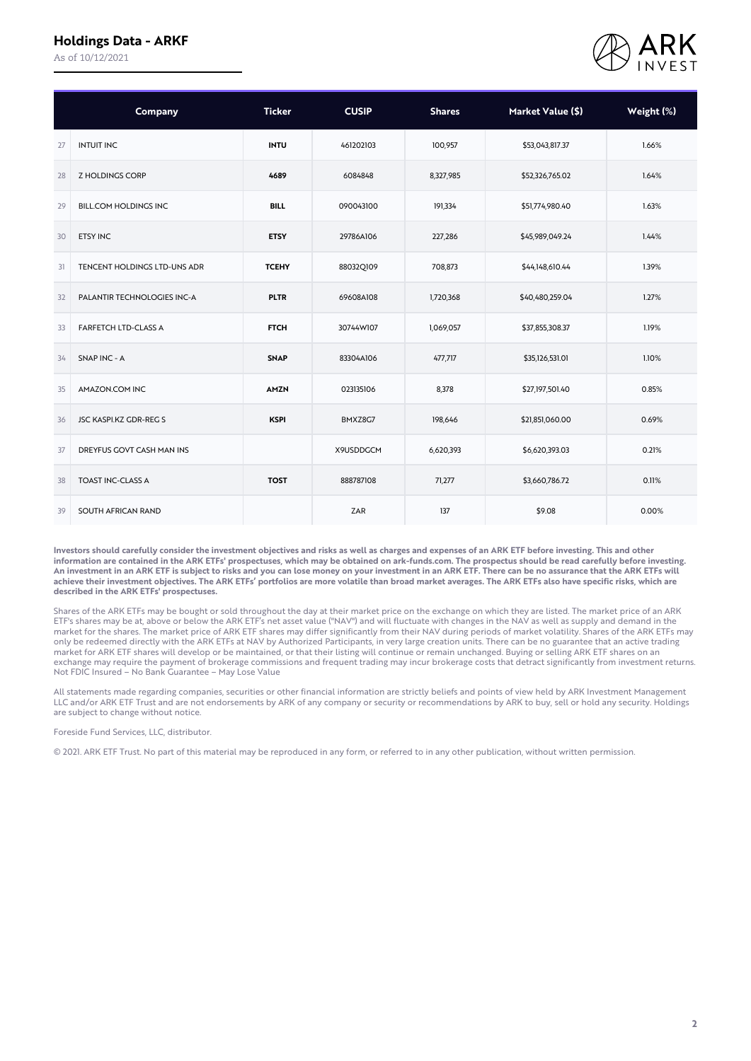## Holdings Data - ARKF

As of 10/12/2021

| | Company | Ticker | CUSIP | Shares | Market Value ($) | Weight (%) |
|---|---|---|---|---|---|---|
| 27 | INTUIT INC | **INTU** | 461202103 | 100,957 | $53,043,817.37 | 1.66% |
| 28 | Z HOLDINGS CORP | **4689** | 6084848 | 8,327,985 | $52,326,765.02 | 1.64% |
| 29 | BILL.COM HOLDINGS INC | **BILL** | 090043100 | 191,334 | $51,774,980.40 | 1.63% |
| 30 | ETSY INC | **ETSY** | 29786A106 | 227,286 | $45,989,049.24 | 1.44% |
| 31 | TENCENT HOLDINGS LTD-UNS ADR | **TCEHY** | 88032Q109 | 708,873 | $44,148,610.44 | 1.39% |
| 32 | PALANTIR TECHNOLOGIES INC-A | **PLTR** | 69608A108 | 1,720,368 | $40,480,259.04 | 1.27% |
| 33 | FARFETCH LTD-CLASS A | **FTCH** | 30744W107 | 1,069,057 | $37,855,308.37 | 1.19% |
| 34 | SNAP INC - A | **SNAP** | 83304A106 | 477,717 | $35,126,531.01 | 1.10% |
| 35 | AMAZON.COM INC | **AMZN** | 023135106 | 8,378 | $27,197,501.40 | 0.85% |
| 36 | JSC KASPI.KZ GDR-REG S | **KSPI** | BMXZ8G7 | 198,646 | $21,851,060.00 | 0.69% |
| 37 | DREYFUS GOVT CASH MAN INS | | X9USDDGCM | 6,620,393 | $6,620,393.03 | 0.21% |
| 38 | TOAST INC-CLASS A | **TOST** | 888787108 | 71,277 | $3,660,786.72 | 0.11% |
| 39 | SOUTH AFRICAN RAND | | ZAR | 137 | $9.08 | 0.00% |

**Investors should carefully consider the investment objectives and risks as well as charges and expenses of an ARK ETF before investing. This and other information are contained in the ARK ETFs' prospectuses, which may be obtained on ark-funds.com. The prospectus should be read carefully before investing. An investment in an ARK ETF is subject to risks and you can lose money on your investment in an ARK ETF. There can be no assurance that the ARK ETFs will achieve their investment objectives. The ARK ETFs' portfolios are more volatile than broad market averages. The ARK ETFs also have specific risks, which are described in the ARK ETFs' prospectuses.**

Shares of the ARK ETFs may be bought or sold throughout the day at their market price on the exchange on which they are listed. The market price of an ARK ETF's shares may be at, above or below the ARK ETF's net asset value ("NAV") and will fluctuate with changes in the NAV as well as supply and demand in the market for the shares. The market price of ARK ETF shares may differ significantly from their NAV during periods of market volatility. Shares of the ARK ETFs may only be redeemed directly with the ARK ETFs at NAV by Authorized Participants, in very large creation units. There can be no guarantee that an active trading market for ARK ETF shares will develop or be maintained, or that their listing will continue or remain unchanged. Buying or selling ARK ETF shares on an exchange may require the payment of brokerage commissions and frequent trading may incur brokerage costs that detract significantly from investment returns. Not FDIC Insured – No Bank Guarantee – May Lose Value

All statements made regarding companies, securities or other financial information are strictly beliefs and points of view held by ARK Investment Management LLC and/or ARK ETF Trust and are not endorsements by ARK of any company or security or recommendations by ARK to buy, sell or hold any security. Holdings are subject to change without notice.

Foreside Fund Services, LLC, distributor.

© 2021. ARK ETF Trust. No part of this material may be reproduced in any form, or referred to in any other publication, without written permission.